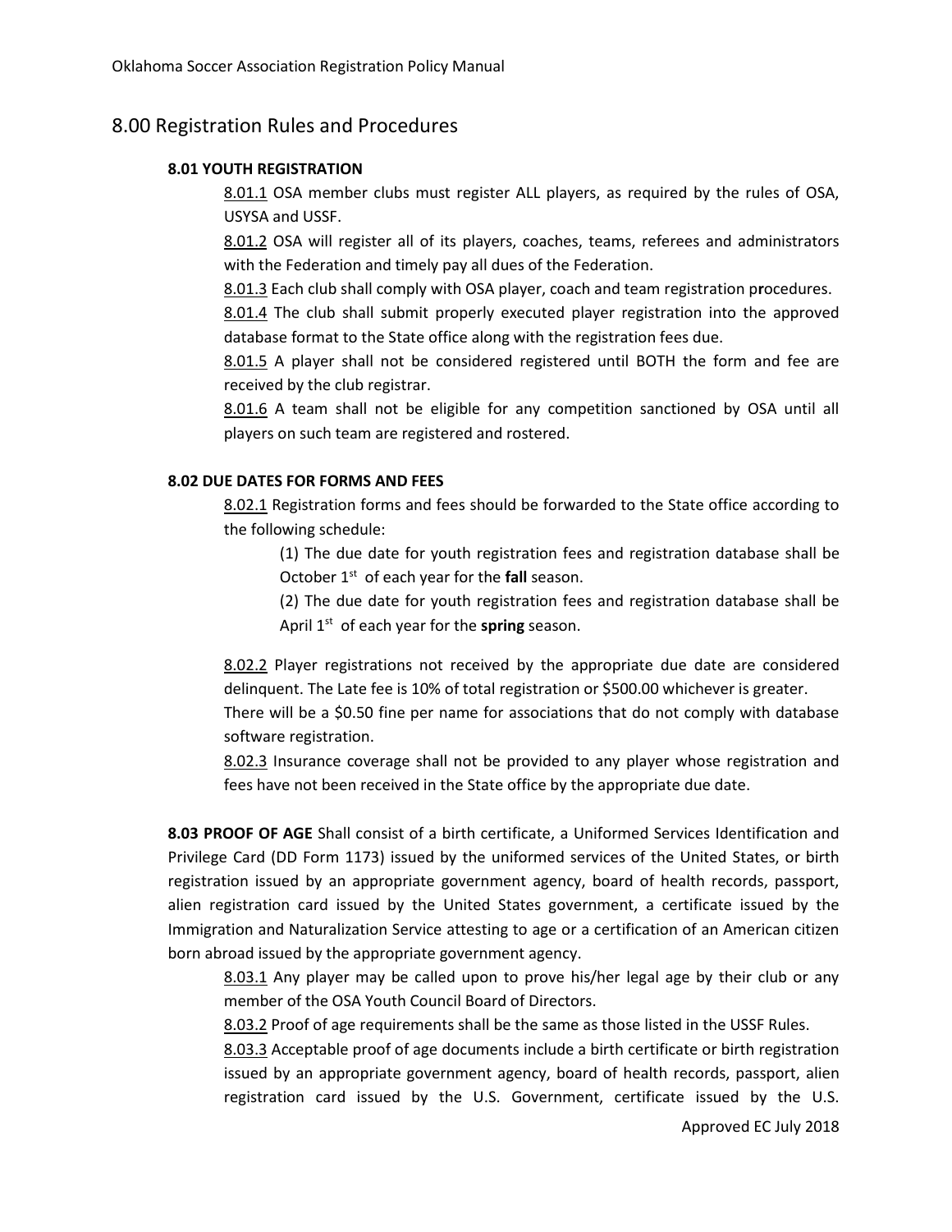# 8.00 Registration Rules and Procedures

### 8.01 YOUTH REGISTRATION

8.01.1 OSA member clubs must register ALL players, as required by the rules of OSA, USYSA and USSF.

8.01.2 OSA will register all of its players, coaches, teams, referees and administrators with the Federation and timely pay all dues of the Federation.

8.01.3 Each club shall comply with OSA player, coach and team registration procedures.

8.01.4 The club shall submit properly executed player registration into the approved database format to the State office along with the registration fees due.

8.01.5 A player shall not be considered registered until BOTH the form and fee are received by the club registrar.

8.01.6 A team shall not be eligible for any competition sanctioned by OSA until all players on such team are registered and rostered.

### 8.02 DUE DATES FOR FORMS AND FEES

8.02.1 Registration forms and fees should be forwarded to the State office according to the following schedule:

(1) The due date for youth registration fees and registration database shall be October 1st of each year for the **fall** season.

(2) The due date for youth registration fees and registration database shall be April 1st of each year for the **spring** season.

8.02.2 Player registrations not received by the appropriate due date are considered delinquent. The Late fee is 10% of total registration or $500.00 whichever is greater. There will be a $0.50 fine per name for associations that do not comply with database software registration.

8.02.3 Insurance coverage shall not be provided to any player whose registration and fees have not been received in the State office by the appropriate due date.

**8.03 PROOF OF AGE** Shall consist of a birth certificate, a Uniformed Services Identification and Privilege Card (DD Form 1173) issued by the uniformed services of the United States, or birth registration issued by an appropriate government agency, board of health records, passport, alien registration card issued by the United States government, a certificate issued by the Immigration and Naturalization Service attesting to age or a certification of an American citizen born abroad issued by the appropriate government agency.

8.03.1 Any player may be called upon to prove his/her legal age by their club or any member of the OSA Youth Council Board of Directors.

8.03.2 Proof of age requirements shall be the same as those listed in the USSF Rules.

8.03.3 Acceptable proof of age documents include a birth certificate or birth registration issued by an appropriate government agency, board of health records, passport, alien registration card issued by the U.S. Government, certificate issued by the U.S.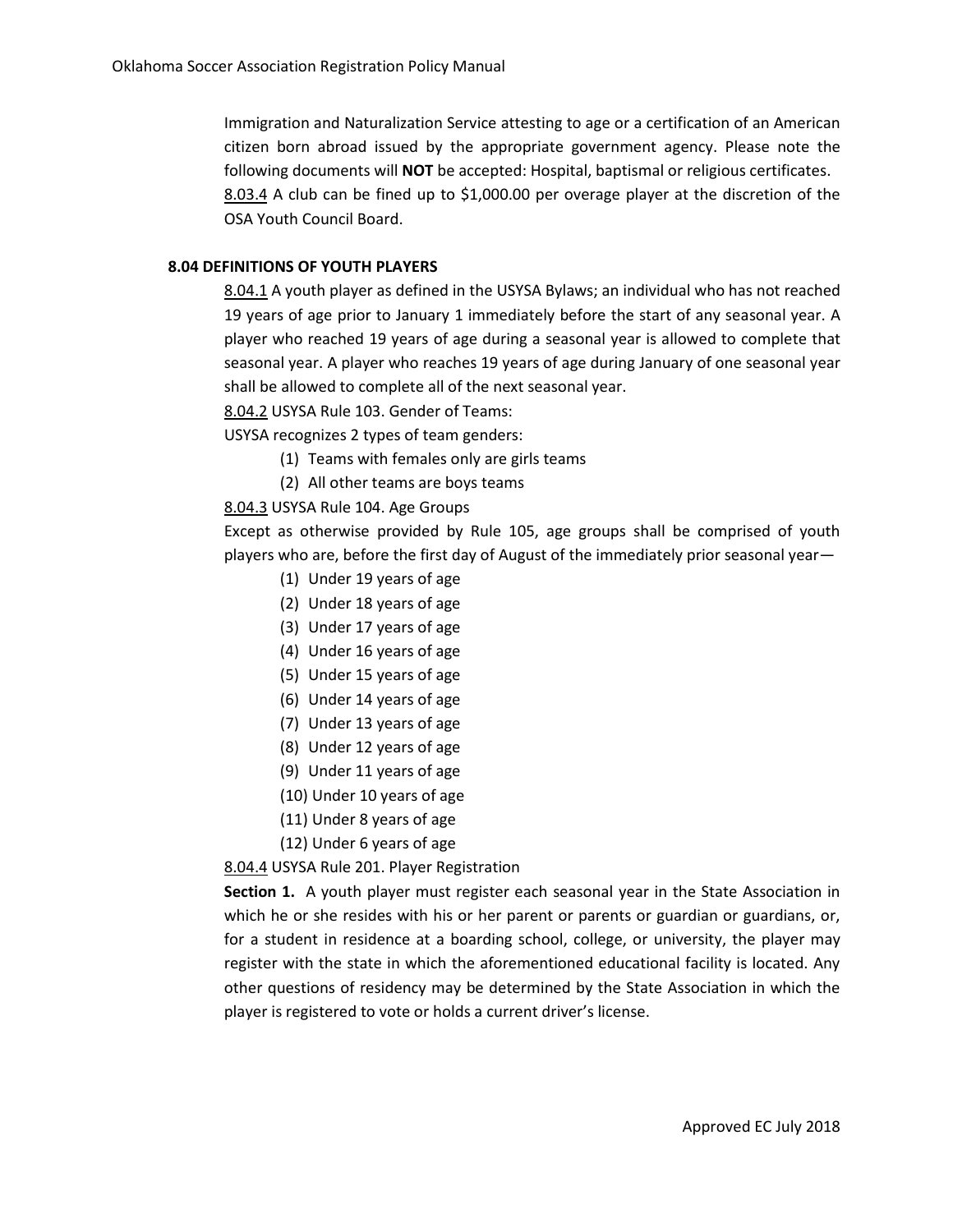Immigration and Naturalization Service attesting to age or a certification of an American citizen born abroad issued by the appropriate government agency. Please note the following documents will **NOT** be accepted: Hospital, baptismal or religious certificates.

8.03.4 A club can be fined up to $1,000.00 per overage player at the discretion of the OSA Youth Council Board.

### 8.04 DEFINITIONS OF YOUTH PLAYERS

8.04.1 A youth player as defined in the USYSA Bylaws; an individual who has not reached 19 years of age prior to January 1 immediately before the start of any seasonal year. A player who reached 19 years of age during a seasonal year is allowed to complete that seasonal year. A player who reaches 19 years of age during January of one seasonal year shall be allowed to complete all of the next seasonal year.

8.04.2 USYSA Rule 103. Gender of Teams:

USYSA recognizes 2 types of team genders:

(1) Teams with females only are girls teams
(2) All other teams are boys teams

8.04.3 USYSA Rule 104. Age Groups

Except as otherwise provided by Rule 105, age groups shall be comprised of youth players who are, before the first day of August of the immediately prior seasonal year—

(1) Under 19 years of age
(2) Under 18 years of age
(3) Under 17 years of age
(4) Under 16 years of age
(5) Under 15 years of age
(6) Under 14 years of age
(7) Under 13 years of age
(8) Under 12 years of age
(9) Under 11 years of age
(10) Under 10 years of age
(11) Under 8 years of age
(12) Under 6 years of age

8.04.4 USYSA Rule 201. Player Registration

**Section 1.** A youth player must register each seasonal year in the State Association in which he or she resides with his or her parent or parents or guardian or guardians, or, for a student in residence at a boarding school, college, or university, the player may register with the state in which the aforementioned educational facility is located. Any other questions of residency may be determined by the State Association in which the player is registered to vote or holds a current driver's license.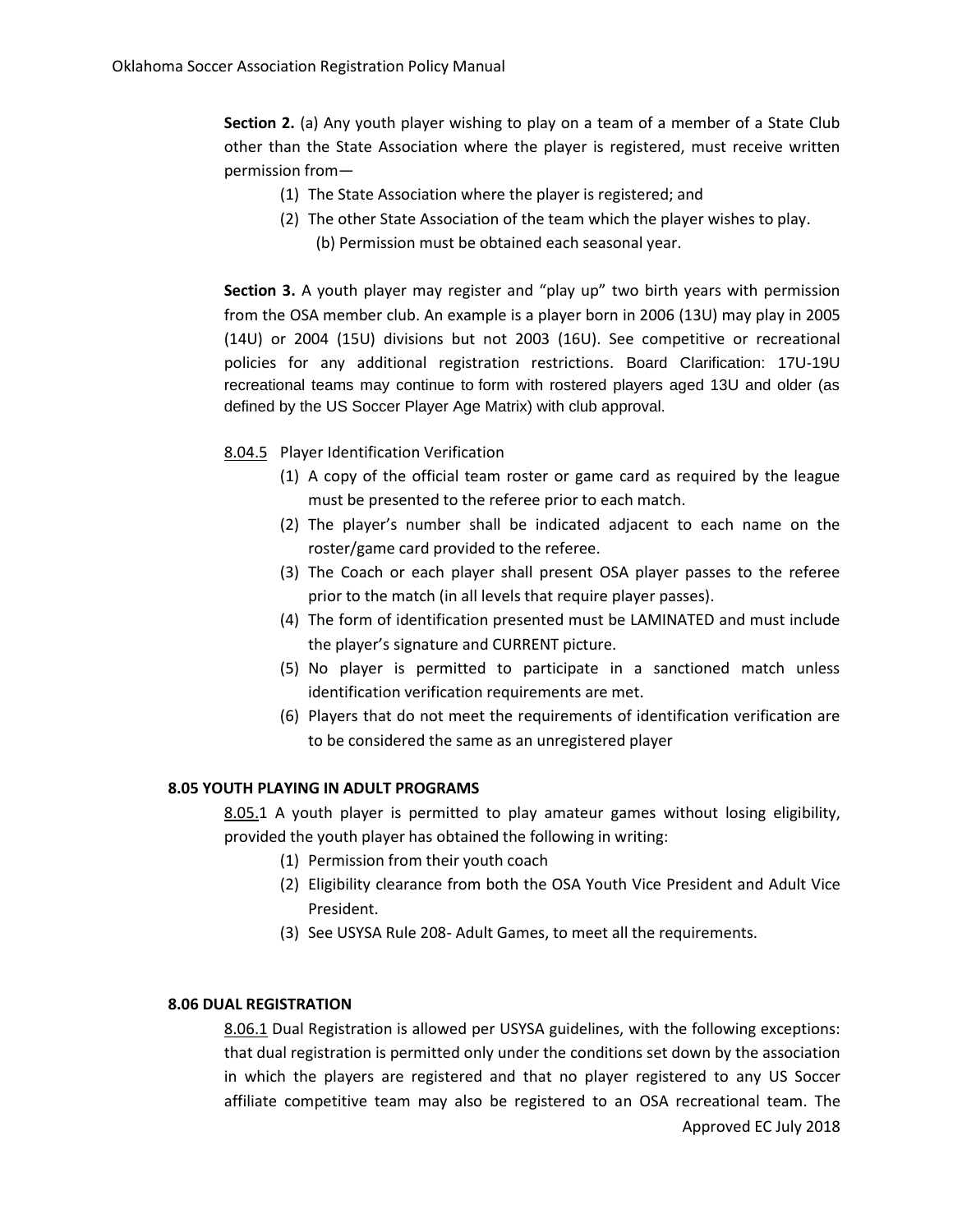**Section 2.** (a) Any youth player wishing to play on a team of a member of a State Club other than the State Association where the player is registered, must receive written permission from—

(1) The State Association where the player is registered; and

(2) The other State Association of the team which the player wishes to play.

(b) Permission must be obtained each seasonal year.

**Section 3.** A youth player may register and "play up" two birth years with permission from the OSA member club. An example is a player born in 2006 (13U) may play in 2005 (14U) or 2004 (15U) divisions but not 2003 (16U). See competitive or recreational policies for any additional registration restrictions. Board Clarification: 17U-19U recreational teams may continue to form with rostered players aged 13U and older (as defined by the US Soccer Player Age Matrix) with club approval.

8.04.5 Player Identification Verification

(1) A copy of the official team roster or game card as required by the league must be presented to the referee prior to each match.

(2) The player's number shall be indicated adjacent to each name on the roster/game card provided to the referee.

(3) The Coach or each player shall present OSA player passes to the referee prior to the match (in all levels that require player passes).

(4) The form of identification presented must be LAMINATED and must include the player's signature and CURRENT picture.

(5) No player is permitted to participate in a sanctioned match unless identification verification requirements are met.

(6) Players that do not meet the requirements of identification verification are to be considered the same as an unregistered player

### 8.05 YOUTH PLAYING IN ADULT PROGRAMS

8.05.1 A youth player is permitted to play amateur games without losing eligibility, provided the youth player has obtained the following in writing:

(1) Permission from their youth coach

(2) Eligibility clearance from both the OSA Youth Vice President and Adult Vice President.

(3) See USYSA Rule 208- Adult Games, to meet all the requirements.

### 8.06 DUAL REGISTRATION

8.06.1 Dual Registration is allowed per USYSA guidelines, with the following exceptions: that dual registration is permitted only under the conditions set down by the association in which the players are registered and that no player registered to any US Soccer affiliate competitive team may also be registered to an OSA recreational team. The

Approved EC July 2018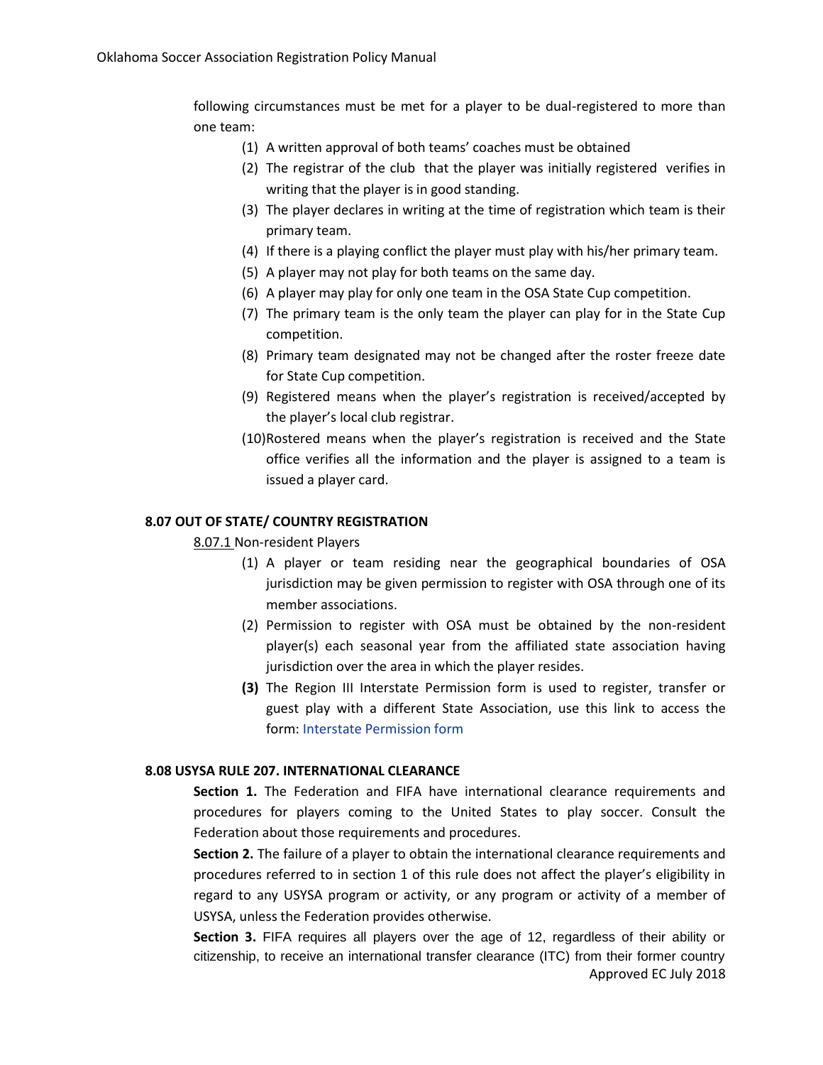following circumstances must be met for a player to be dual-registered to more than one team:

(1) A written approval of both teams' coaches must be obtained
(2) The registrar of the club that the player was initially registered verifies in writing that the player is in good standing.
(3) The player declares in writing at the time of registration which team is their primary team.
(4) If there is a playing conflict the player must play with his/her primary team.
(5) A player may not play for both teams on the same day.
(6) A player may play for only one team in the OSA State Cup competition.
(7) The primary team is the only team the player can play for in the State Cup competition.
(8) Primary team designated may not be changed after the roster freeze date for State Cup competition.
(9) Registered means when the player's registration is received/accepted by the player's local club registrar.
(10) Rostered means when the player's registration is received and the State office verifies all the information and the player is assigned to a team is issued a player card.

### 8.07 OUT OF STATE/ COUNTRY REGISTRATION

8.07.1 Non-resident Players

(1) A player or team residing near the geographical boundaries of OSA jurisdiction may be given permission to register with OSA through one of its member associations.
(2) Permission to register with OSA must be obtained by the non-resident player(s) each seasonal year from the affiliated state association having jurisdiction over the area in which the player resides.
**(3)** The Region III Interstate Permission form is used to register, transfer or guest play with a different State Association, use this link to access the form: Interstate Permission form

### 8.08 USYSA RULE 207. INTERNATIONAL CLEARANCE

**Section 1.** The Federation and FIFA have international clearance requirements and procedures for players coming to the United States to play soccer. Consult the Federation about those requirements and procedures.

**Section 2.** The failure of a player to obtain the international clearance requirements and procedures referred to in section 1 of this rule does not affect the player's eligibility in regard to any USYSA program or activity, or any program or activity of a member of USYSA, unless the Federation provides otherwise.

**Section 3.** FIFA requires all players over the age of 12, regardless of their ability or citizenship, to receive an international transfer clearance (ITC) from their former country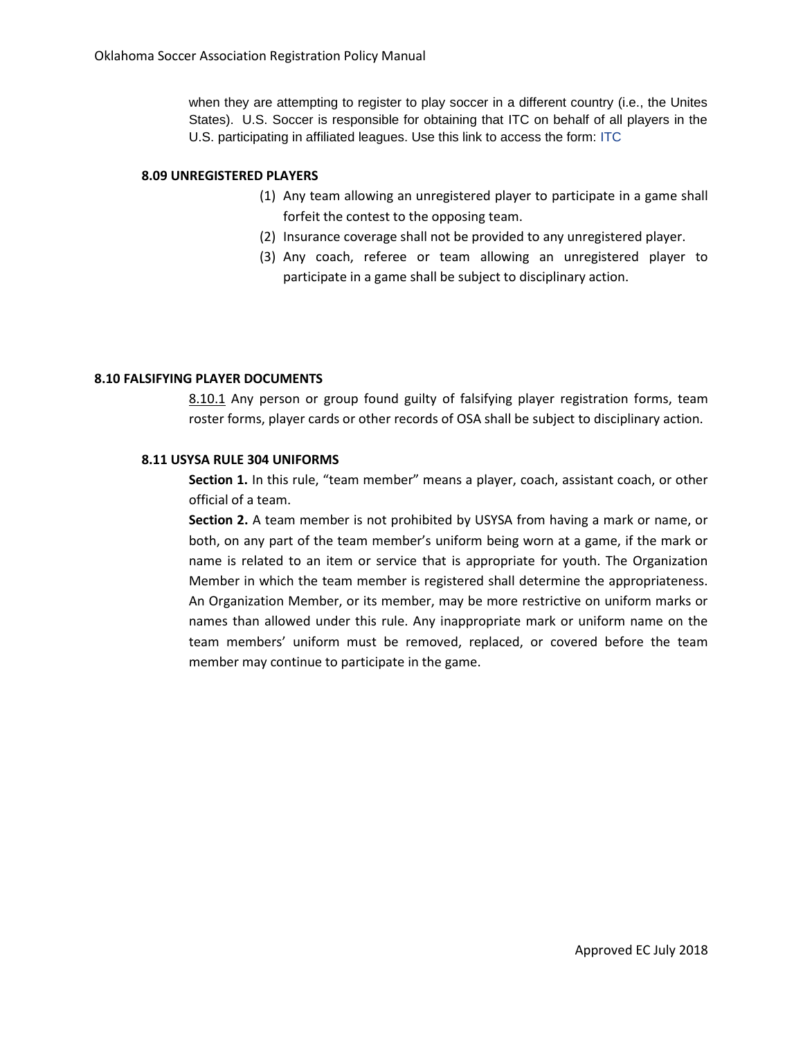when they are attempting to register to play soccer in a different country (i.e., the Unites States). U.S. Soccer is responsible for obtaining that ITC on behalf of all players in the U.S. participating in affiliated leagues. Use this link to access the form: ITC

### 8.09 UNREGISTERED PLAYERS

1. Any team allowing an unregistered player to participate in a game shall forfeit the contest to the opposing team.
2. Insurance coverage shall not be provided to any unregistered player.
3. Any coach, referee or team allowing an unregistered player to participate in a game shall be subject to disciplinary action.

### 8.10 FALSIFYING PLAYER DOCUMENTS

8.10.1 Any person or group found guilty of falsifying player registration forms, team roster forms, player cards or other records of OSA shall be subject to disciplinary action.

### 8.11 USYSA RULE 304 UNIFORMS

**Section 1.** In this rule, "team member" means a player, coach, assistant coach, or other official of a team.

**Section 2.** A team member is not prohibited by USYSA from having a mark or name, or both, on any part of the team member's uniform being worn at a game, if the mark or name is related to an item or service that is appropriate for youth. The Organization Member in which the team member is registered shall determine the appropriateness. An Organization Member, or its member, may be more restrictive on uniform marks or names than allowed under this rule. Any inappropriate mark or uniform name on the team members' uniform must be removed, replaced, or covered before the team member may continue to participate in the game.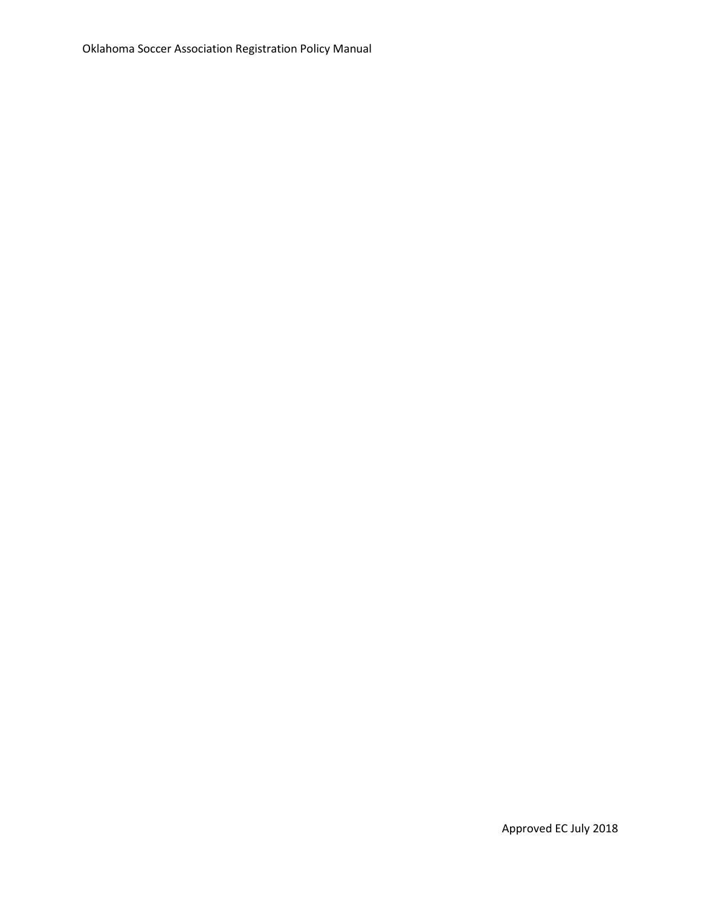Approved EC July 2018